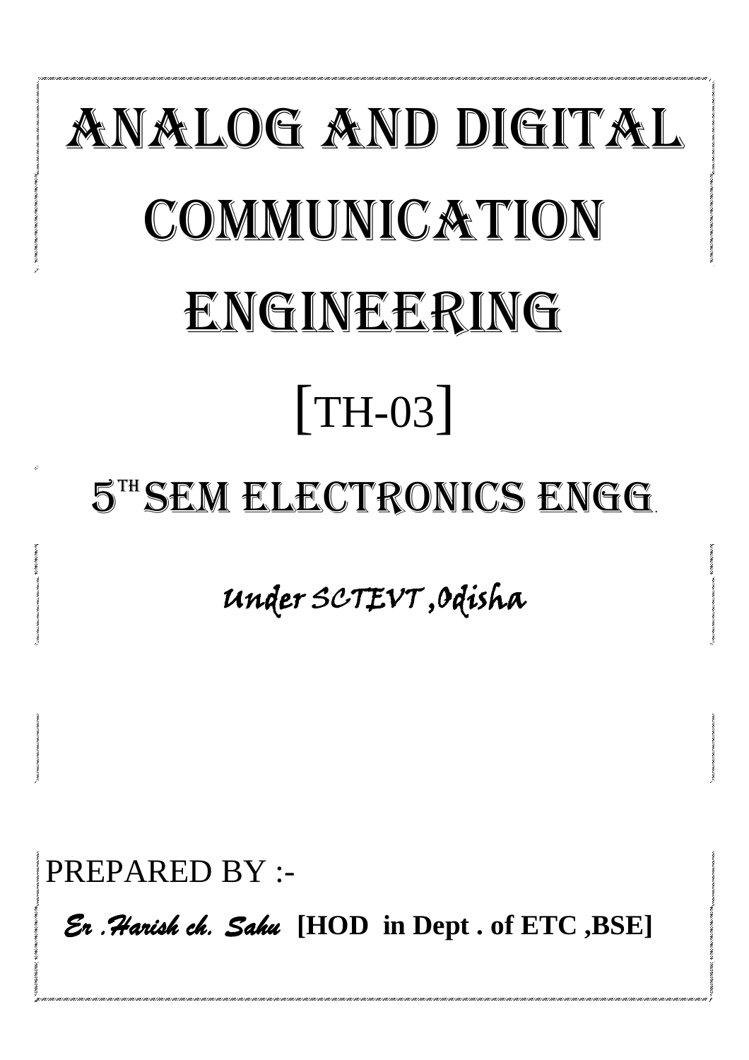# ANALOG AND DIGITAL COMMUNICATION ENGINEERING

## [TH-03]

## 5[TH] SEM ELECTRONICS ENGG.

*Under SCTEVT ,Odisha*

PREPARED BY :-

*Er .Harish ch. Sahu* **[HOD in Dept . of ETC ,BSE]**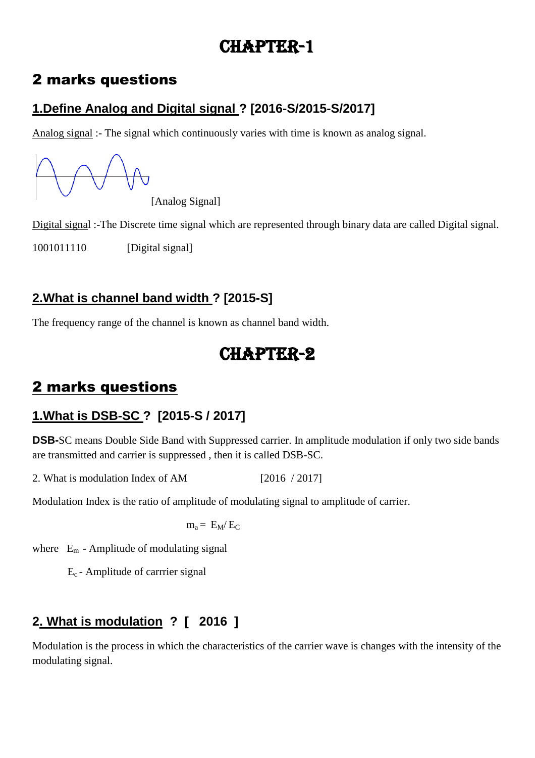# CHAPTER-1

## 2 marks questions

### 1.Define Analog and Digital signal ? [2016-S/2015-S/2017]

Analog signal :- The signal which continuously varies with time is known as analog signal.

[Analog Signal]

Digital signal :-The Discrete time signal which are represented through binary data are called Digital signal.

1001011110 [Digital signal]

### 2.What is channel band width ? [2015-S]

The frequency range of the channel is known as channel band width.

# CHAPTER-2

## 2 marks questions

### 1.What is DSB-SC ? [2015-S / 2017]

**DSB-**SC means Double Side Band with Suppressed carrier. In amplitude modulation if only two side bands are transmitted and carrier is suppressed , then it is called DSB-SC.

2. What is modulation Index of AM [2016 / 2017]

Modulation Index is the ratio of amplitude of modulating signal to amplitude of carrier.

$$m_a = E_M / E_C$$

where $E_m$ - Amplitude of modulating signal

$E_c$ - Amplitude of carrrier signal

### 2. What is modulation ? [ 2016 ]

Modulation is the process in which the characteristics of the carrier wave is changes with the intensity of the modulating signal.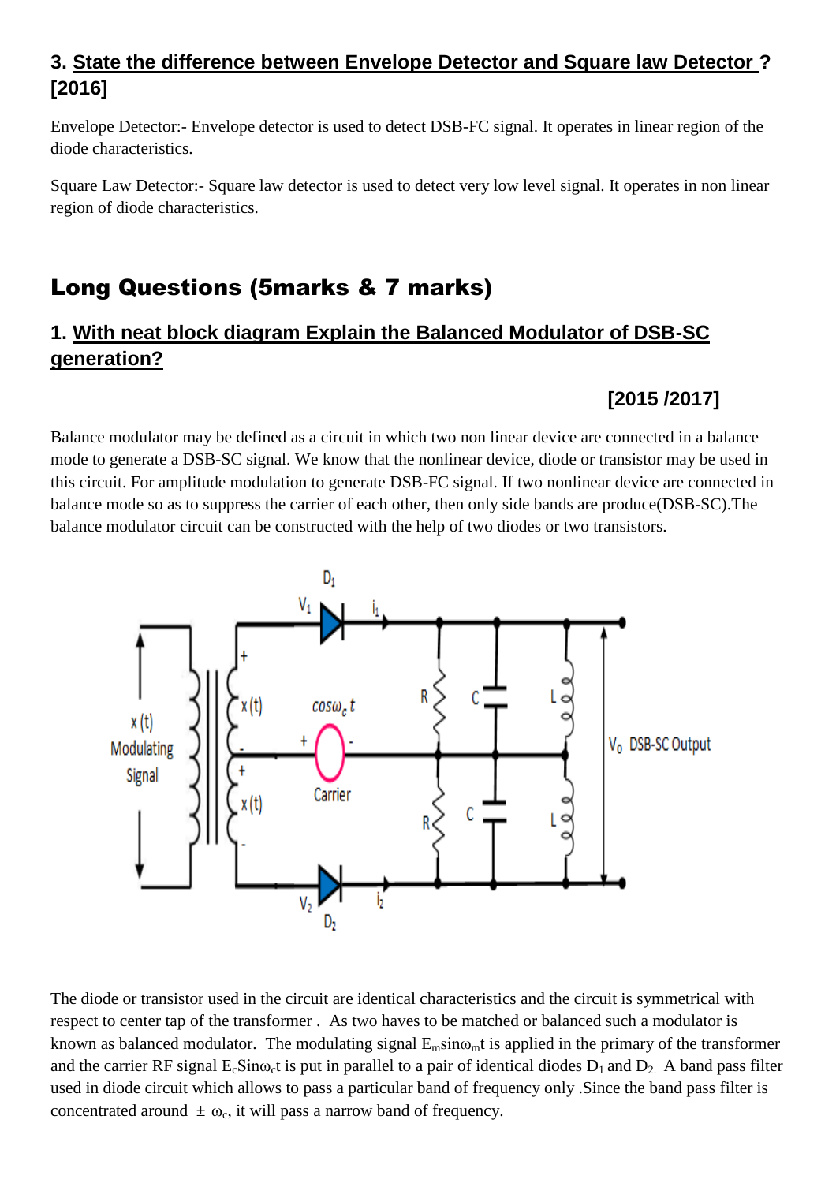### 3. State the difference between Envelope Detector and Square law Detector ? [2016]

Envelope Detector:- Envelope detector is used to detect DSB-FC signal. It operates in linear region of the diode characteristics.

Square Law Detector:- Square law detector is used to detect very low level signal. It operates in non linear region of diode characteristics.

## Long Questions (5marks & 7 marks)

### 1. With neat block diagram Explain the Balanced Modulator of DSB-SC generation?

**[2015 /2017]**

Balance modulator may be defined as a circuit in which two non linear device are connected in a balance mode to generate a DSB-SC signal. We know that the nonlinear device, diode or transistor may be used in this circuit. For amplitude modulation to generate DSB-FC signal. If two nonlinear device are connected in balance mode so as to suppress the carrier of each other, then only side bands are produce(DSB-SC).The balance modulator circuit can be constructed with the help of two diodes or two transistors.

The diode or transistor used in the circuit are identical characteristics and the circuit is symmetrical with respect to center tap of the transformer . As two haves to be matched or balanced such a modulator is known as balanced modulator. The modulating signal $E_m \sin\omega_m t$ is applied in the primary of the transformer and the carrier RF signal $E_c \mathrm{Sin}\omega_c t$ is put in parallel to a pair of identical diodes $D_1$ and $D_2$. A band pass filter used in diode circuit which allows to pass a particular band of frequency only .Since the band pass filter is concentrated around $\pm\ \omega_c$, it will pass a narrow band of frequency.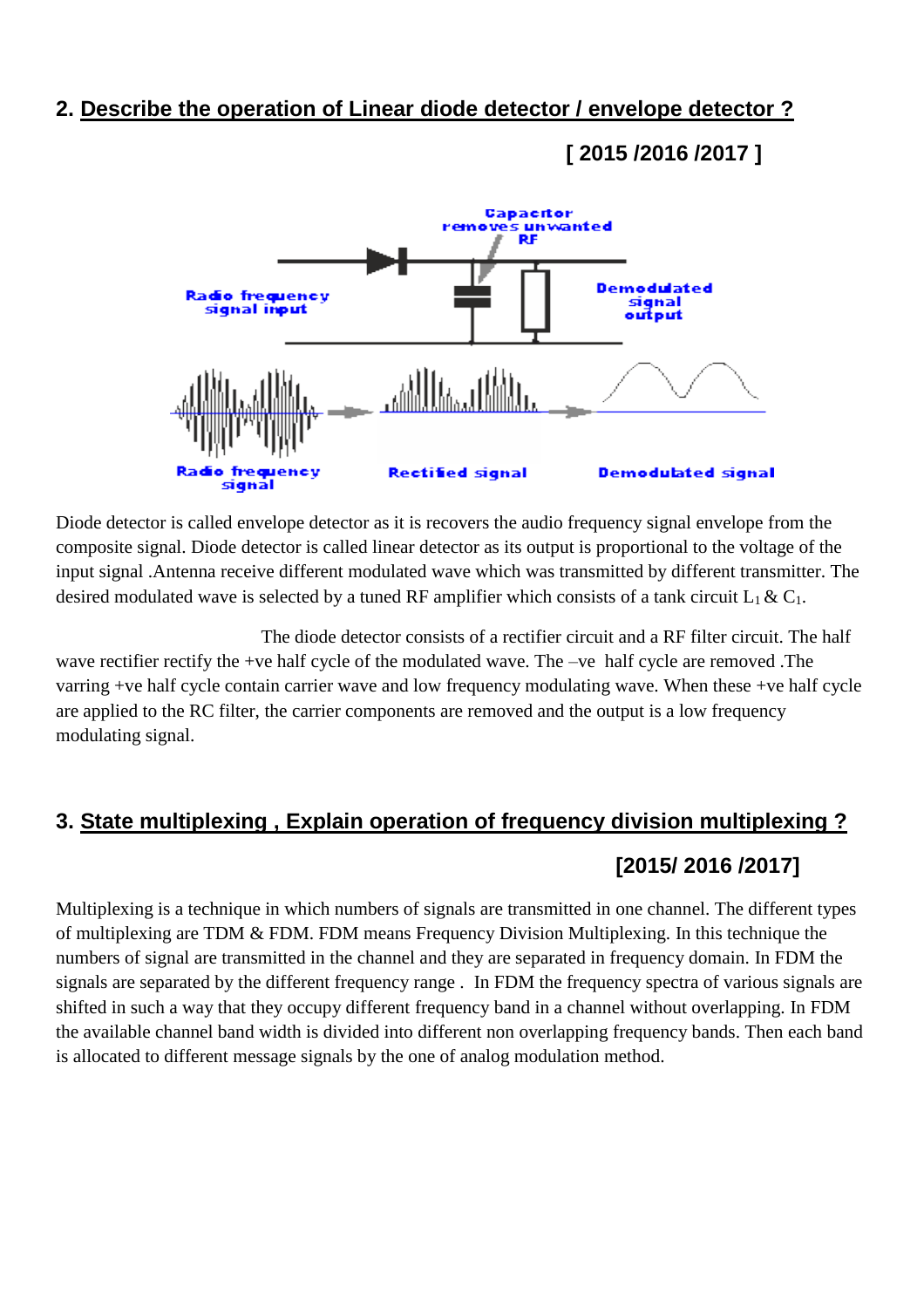## 2. Describe the operation of Linear diode detector / envelope detector ?

**[ 2015 /2016 /2017 ]**

Diode detector is called envelope detector as it is recovers the audio frequency signal envelope from the composite signal. Diode detector is called linear detector as its output is proportional to the voltage of the input signal .Antenna receive different modulated wave which was transmitted by different transmitter. The desired modulated wave is selected by a tuned RF amplifier which consists of a tank circuit $L_1$ & $C_1$.

The diode detector consists of a rectifier circuit and a RF filter circuit. The half wave rectifier rectify the +ve half cycle of the modulated wave. The –ve half cycle are removed .The varring +ve half cycle contain carrier wave and low frequency modulating wave. When these +ve half cycle are applied to the RC filter, the carrier components are removed and the output is a low frequency modulating signal.

## 3. State multiplexing , Explain operation of frequency division multiplexing ?

**[2015/ 2016 /2017]**

Multiplexing is a technique in which numbers of signals are transmitted in one channel. The different types of multiplexing are TDM & FDM. FDM means Frequency Division Multiplexing. In this technique the numbers of signal are transmitted in the channel and they are separated in frequency domain. In FDM the signals are separated by the different frequency range . In FDM the frequency spectra of various signals are shifted in such a way that they occupy different frequency band in a channel without overlapping. In FDM the available channel band width is divided into different non overlapping frequency bands. Then each band is allocated to different message signals by the one of analog modulation method.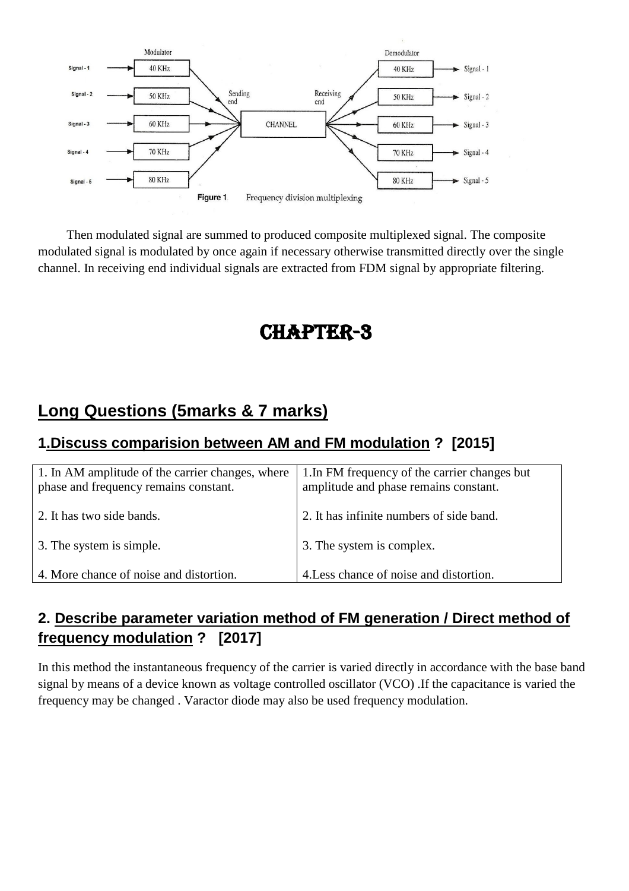Figure 1 Frequency division multiplexing

Then modulated signal are summed to produced composite multiplexed signal. The composite modulated signal is modulated by once again if necessary otherwise transmitted directly over the single channel. In receiving end individual signals are extracted from FDM signal by appropriate filtering.

# CHAPTER-3

## Long Questions (5marks & 7 marks)

### 1.Discuss comparision between AM and FM modulation ? [2015]

| 1. In AM amplitude of the carrier changes, where phase and frequency remains constant. | 1.In FM frequency of the carrier changes but amplitude and phase remains constant. |
|---|---|
| 2. It has two side bands. | 2. It has infinite numbers of side band. |
| 3. The system is simple. | 3. The system is complex. |
| 4. More chance of noise and distortion. | 4.Less chance of noise and distortion. |

### 2. Describe parameter variation method of FM generation / Direct method of frequency modulation ? [2017]

In this method the instantaneous frequency of the carrier is varied directly in accordance with the base band signal by means of a device known as voltage controlled oscillator (VCO) .If the capacitance is varied the frequency may be changed . Varactor diode may also be used frequency modulation.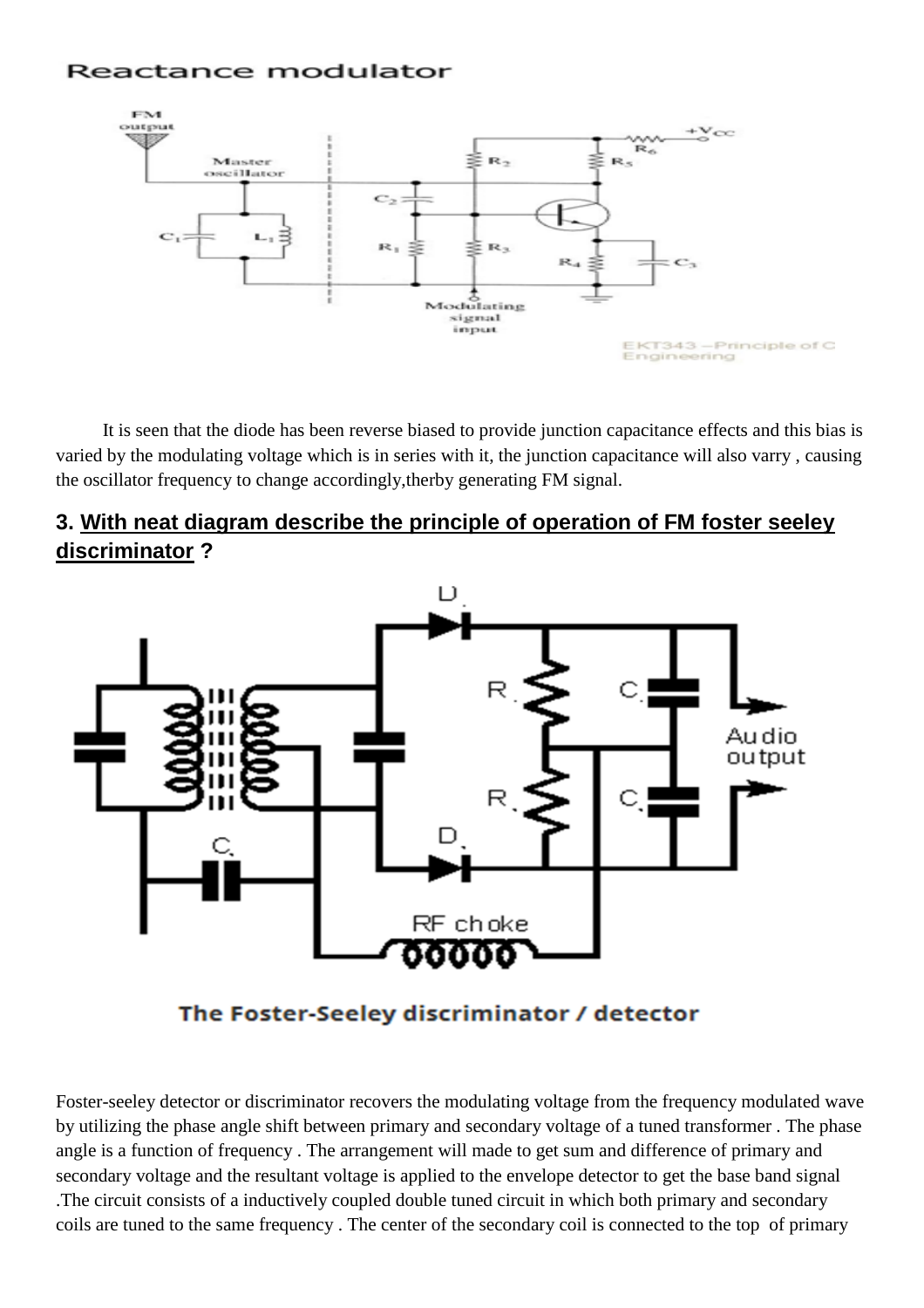## Reactance modulator

It is seen that the diode has been reverse biased to provide junction capacitance effects and this bias is varied by the modulating voltage which is in series with it, the junction capacitance will also varry , causing the oscillator frequency to change accordingly,therby generating FM signal.

### 3. With neat diagram describe the principle of operation of FM foster seeley discriminator ?

The Foster-Seeley discriminator / detector

Foster-seeley detector or discriminator recovers the modulating voltage from the frequency modulated wave by utilizing the phase angle shift between primary and secondary voltage of a tuned transformer . The phase angle is a function of frequency . The arrangement will made to get sum and difference of primary and secondary voltage and the resultant voltage is applied to the envelope detector to get the base band signal .The circuit consists of a inductively coupled double tuned circuit in which both primary and secondary coils are tuned to the same frequency . The center of the secondary coil is connected to the top of primary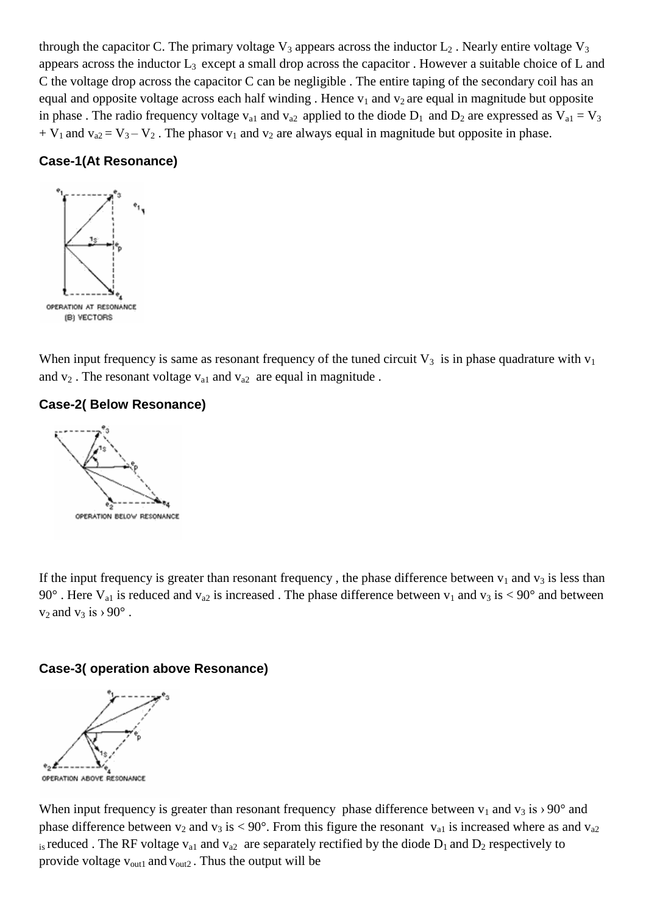through the capacitor C. The primary voltage $V_3$ appears across the inductor $L_2$ . Nearly entire voltage $V_3$ appears across the inductor $L_3$ except a small drop across the capacitor . However a suitable choice of L and C the voltage drop across the capacitor C can be negligible . The entire taping of the secondary coil has an equal and opposite voltage across each half winding . Hence $v_1$ and $v_2$ are equal in magnitude but opposite in phase . The radio frequency voltage $v_{a1}$ and $v_{a2}$ applied to the diode $D_1$ and $D_2$ are expressed as $V_{a1} = V_3 + V_1$ and $v_{a2} = V_3 – V_2$ . The phasor $v_1$ and $v_2$ are always equal in magnitude but opposite in phase.

### Case-1(At Resonance)

OPERATION AT RESONANCE
(B) VECTORS

When input frequency is same as resonant frequency of the tuned circuit $V_3$ is in phase quadrature with $v_1$ and $v_2$ . The resonant voltage $v_{a1}$ and $v_{a2}$ are equal in magnitude .

### Case-2( Below Resonance)

OPERATION BELOW RESONANCE

If the input frequency is greater than resonant frequency , the phase difference between $v_1$ and $v_3$ is less than 90° . Here $V_{a1}$ is reduced and $v_{a2}$ is increased . The phase difference between $v_1$ and $v_3$ is < 90° and between $v_2$ and $v_3$ is › 90° .

### Case-3( operation above Resonance)

OPERATION ABOVE RESONANCE

When input frequency is greater than resonant frequency phase difference between $v_1$ and $v_3$ is › 90° and phase difference between $v_2$ and $v_3$ is < 90°. From this figure the resonant $v_{a1}$ is increased where as and $v_{a2}$ is reduced . The RF voltage $v_{a1}$ and $v_{a2}$ are separately rectified by the diode $D_1$ and $D_2$ respectively to provide voltage $v_{out1}$ and $v_{out2}$ . Thus the output will be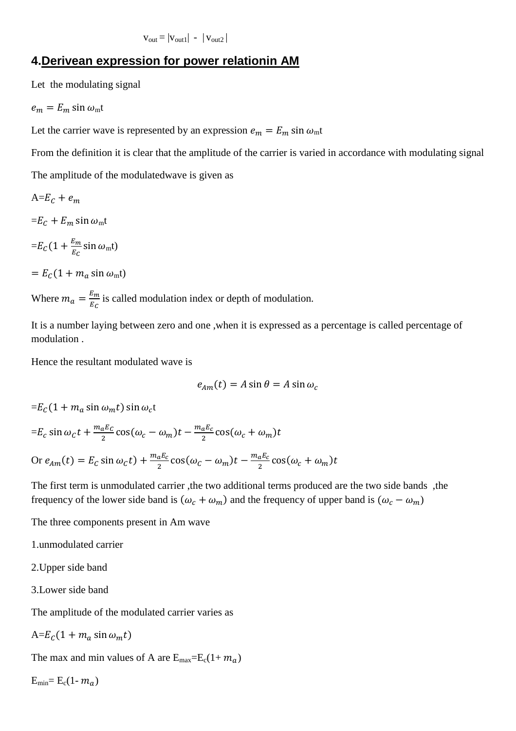$v_{out} = |v_{out1}| - |v_{out2}|$

## 4.Derivean expression for power relationin AM

Let the modulating signal

$e_m = E_m \sin \omega_m t$

Let the carrier wave is represented by an expression $e_m = E_m \sin \omega_m t$

From the definition it is clear that the amplitude of the carrier is varied in accordance with modulating signal

The amplitude of the modulatedwave is given as

A=$E_C + e_m$

=$E_C + E_m \sin \omega_m t$

=$E_C(1 + \frac{E_m}{E_C} \sin \omega_m t)$

$= E_C(1 + m_a \sin \omega_m t)$

Where $m_a = \frac{E_m}{E_C}$ is called modulation index or depth of modulation.

It is a number laying between zero and one ,when it is expressed as a percentage is called percentage of modulation .

Hence the resultant modulated wave is

$$e_{Am}(t) = A \sin \theta = A \sin \omega_c$$

=$E_C(1 + m_a \sin \omega_m t) \sin \omega_c t$

=$E_c \sin \omega_C t + \frac{m_a E_C}{2} \cos(\omega_c - \omega_m)t - \frac{m_a E_c}{2} \cos(\omega_c + \omega_m)t$

Or $e_{Am}(t) = E_C \sin \omega_C t) + \frac{m_a E_c}{2} \cos(\omega_C - \omega_m)t - \frac{m_a E_c}{2} \cos(\omega_c + \omega_m)t$

The first term is unmodulated carrier ,the two additional terms produced are the two side bands ,the frequency of the lower side band is $(\omega_c + \omega_m)$ and the frequency of upper band is $(\omega_c - \omega_m)$

The three components present in Am wave

1.unmodulated carrier

2.Upper side band

3.Lower side band

The amplitude of the modulated carrier varies as

A=$E_C(1 + m_a \sin \omega_m t)$

The max and min values of A are $E_{max}=E_c(1+ m_a)$

$E_{min}= E_c(1- m_a)$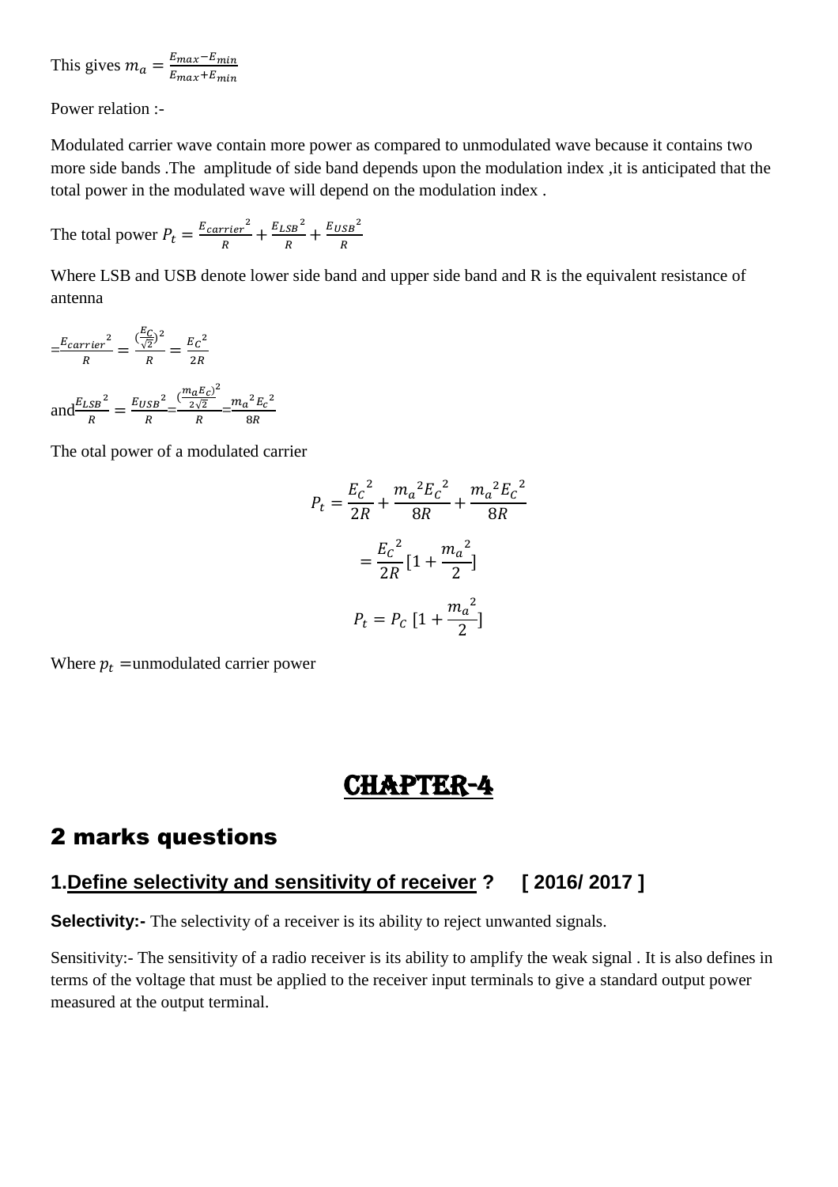This gives $m_a = \frac{E_{max}-E_{min}}{E_{max}+E_{min}}$

Power relation :-

Modulated carrier wave contain more power as compared to unmodulated wave because it contains two more side bands .The amplitude of side band depends upon the modulation index ,it is anticipated that the total power in the modulated wave will depend on the modulation index .

The total power $P_t = \frac{{E_{carrier}}^2}{R} + \frac{{E_{LSB}}^2}{R} + \frac{{E_{USB}}^2}{R}$

Where LSB and USB denote lower side band and upper side band and R is the equivalent resistance of antenna

$=\frac{{E_{carrier}}^2}{R} = \frac{(\frac{E_C}{\sqrt{2}})^2}{R} = \frac{{E_C}^2}{2R}$

and $\frac{{E_{LSB}}^2}{R} = \frac{{E_{USB}}^2}{R} = \frac{(\frac{m_a E_c}{2\sqrt{2}})^2}{R} = \frac{{m_a}^2 {E_c}^2}{8R}$

The otal power of a modulated carrier

$$P_t = \frac{{E_C}^2}{2R} + \frac{{m_a}^2{E_C}^2}{8R} + \frac{{m_a}^2{E_C}^2}{8R}$$

$$= \frac{{E_C}^2}{2R}[1 + \frac{{m_a}^2}{2}]$$

$$P_t = P_C\ [1 + \frac{{m_a}^2}{2}]$$

Where $p_t$ =unmodulated carrier power

# CHAPTER-4

## 2 marks questions

### 1.Define selectivity and sensitivity of receiver ? [ 2016/ 2017 ]

**Selectivity:-** The selectivity of a receiver is its ability to reject unwanted signals.

Sensitivity:- The sensitivity of a radio receiver is its ability to amplify the weak signal . It is also defines in terms of the voltage that must be applied to the receiver input terminals to give a standard output power measured at the output terminal.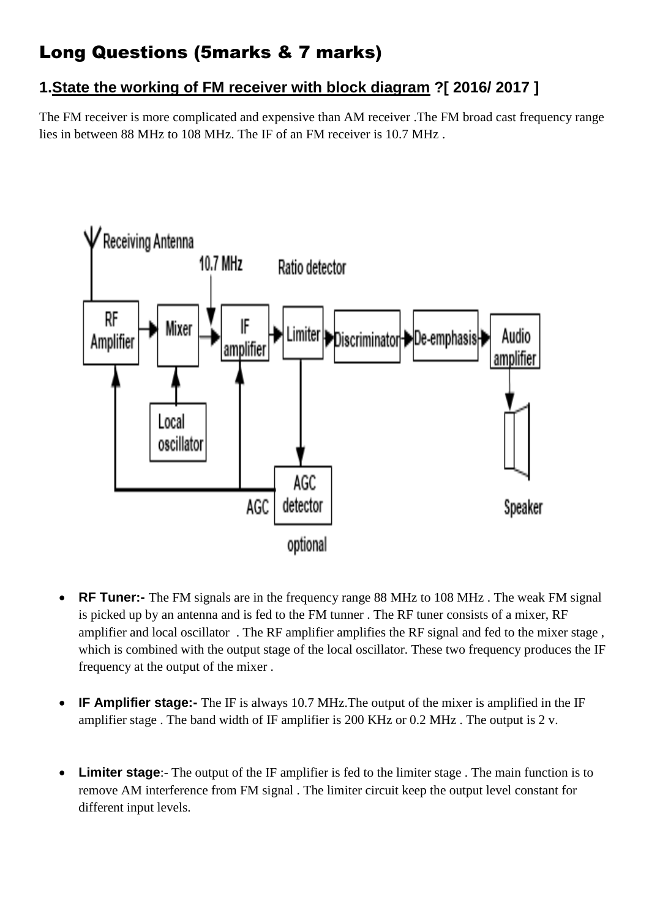# Long Questions (5marks & 7 marks)

## 1. State the working of FM receiver with block diagram ?[ 2016/ 2017 ]

The FM receiver is more complicated and expensive than AM receiver .The FM broad cast frequency range lies in between 88 MHz to 108 MHz. The IF of an FM receiver is 10.7 MHz .

- **RF Tuner:-** The FM signals are in the frequency range 88 MHz to 108 MHz . The weak FM signal is picked up by an antenna and is fed to the FM tunner . The RF tuner consists of a mixer, RF amplifier and local oscillator . The RF amplifier amplifies the RF signal and fed to the mixer stage , which is combined with the output stage of the local oscillator. These two frequency produces the IF frequency at the output of the mixer .

- **IF Amplifier stage:-** The IF is always 10.7 MHz.The output of the mixer is amplified in the IF amplifier stage . The band width of IF amplifier is 200 KHz or 0.2 MHz . The output is 2 v.

- **Limiter stage**:- The output of the IF amplifier is fed to the limiter stage . The main function is to remove AM interference from FM signal . The limiter circuit keep the output level constant for different input levels.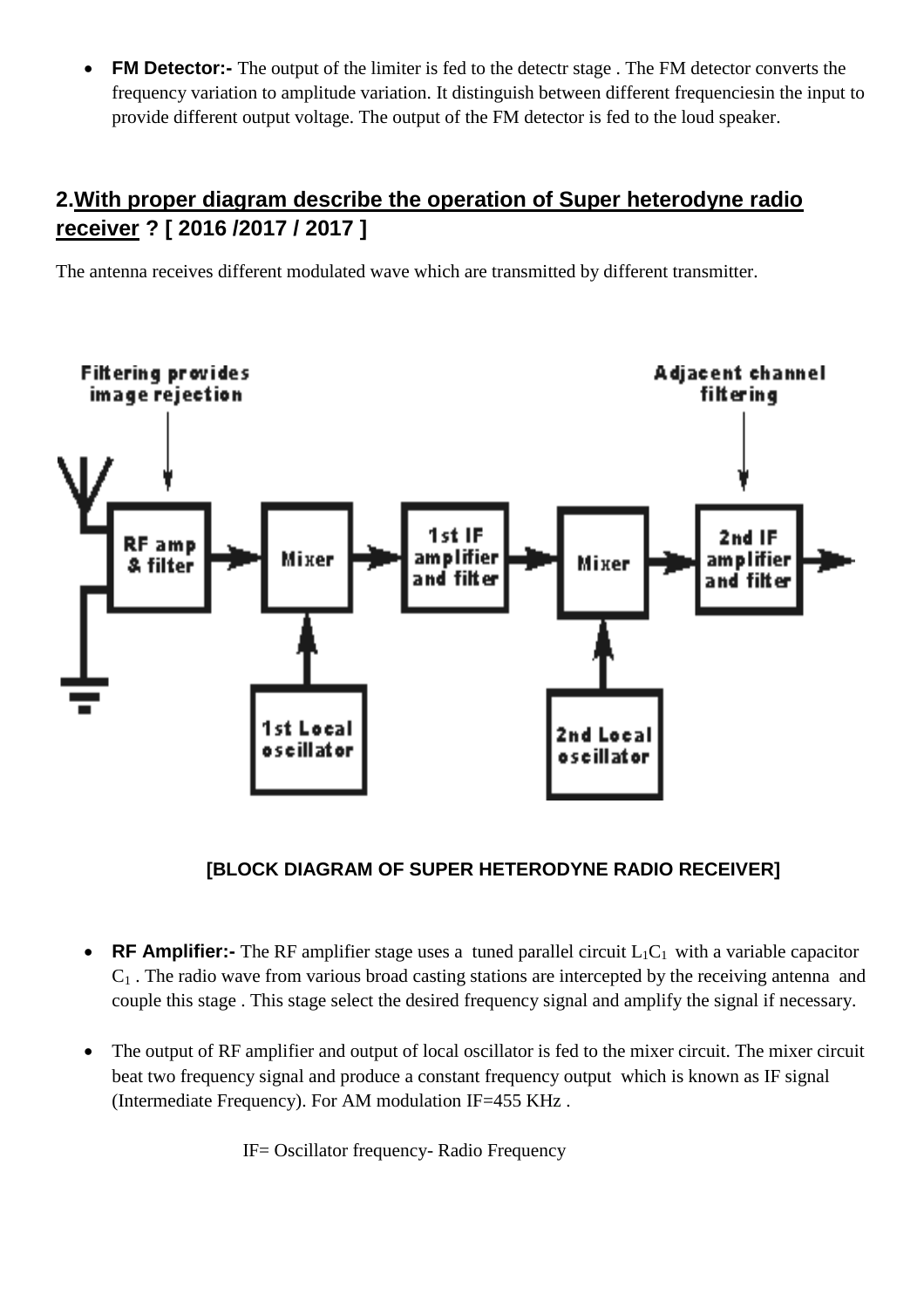- **FM Detector:-** The output of the limiter is fed to the detectr stage . The FM detector converts the frequency variation to amplitude variation. It distinguish between different frequenciesin the input to provide different output voltage. The output of the FM detector is fed to the loud speaker.

## 2. With proper diagram describe the operation of Super heterodyne radio receiver ? [ 2016 /2017 / 2017 ]

The antenna receives different modulated wave which are transmitted by different transmitter.

**[BLOCK DIAGRAM OF SUPER HETERODYNE RADIO RECEIVER]**

- **RF Amplifier:-** The RF amplifier stage uses a tuned parallel circuit $L_1C_1$ with a variable capacitor $C_1$ . The radio wave from various broad casting stations are intercepted by the receiving antenna and couple this stage . This stage select the desired frequency signal and amplify the signal if necessary.

- The output of RF amplifier and output of local oscillator is fed to the mixer circuit. The mixer circuit beat two frequency signal and produce a constant frequency output which is known as IF signal (Intermediate Frequency). For AM modulation IF=455 KHz .

IF= Oscillator frequency- Radio Frequency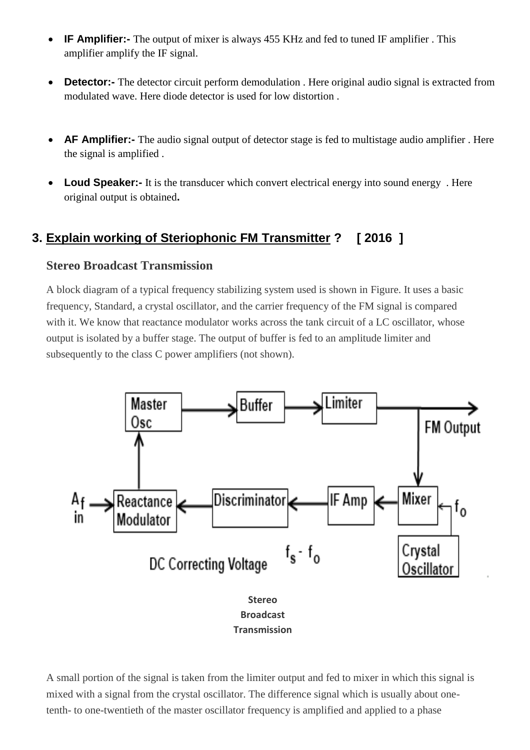- **IF Amplifier:-** The output of mixer is always 455 KHz and fed to tuned IF amplifier . This amplifier amplify the IF signal.

- **Detector:-** The detector circuit perform demodulation . Here original audio signal is extracted from modulated wave. Here diode detector is used for low distortion .

- **AF Amplifier:-** The audio signal output of detector stage is fed to multistage audio amplifier . Here the signal is amplified .

- **Loud Speaker:-** It is the transducer which convert electrical energy into sound energy . Here original output is obtained**.**

## 3. Explain working of Steriophonic FM Transmitter ? [ 2016 ]

### Stereo Broadcast Transmission

A block diagram of a typical frequency stabilizing system used is shown in Figure. It uses a basic frequency, Standard, a crystal oscillator, and the carrier frequency of the FM signal is compared with it. We know that reactance modulator works across the tank circuit of a LC oscillator, whose output is isolated by a buffer stage. The output of buffer is fed to an amplitude limiter and subsequently to the class C power amplifiers (not shown).

**Stereo Broadcast Transmission**

A small portion of the signal is taken from the limiter output and fed to mixer in which this signal is mixed with a signal from the crystal oscillator. The difference signal which is usually about one-tenth- to one-twentieth of the master oscillator frequency is amplified and applied to a phase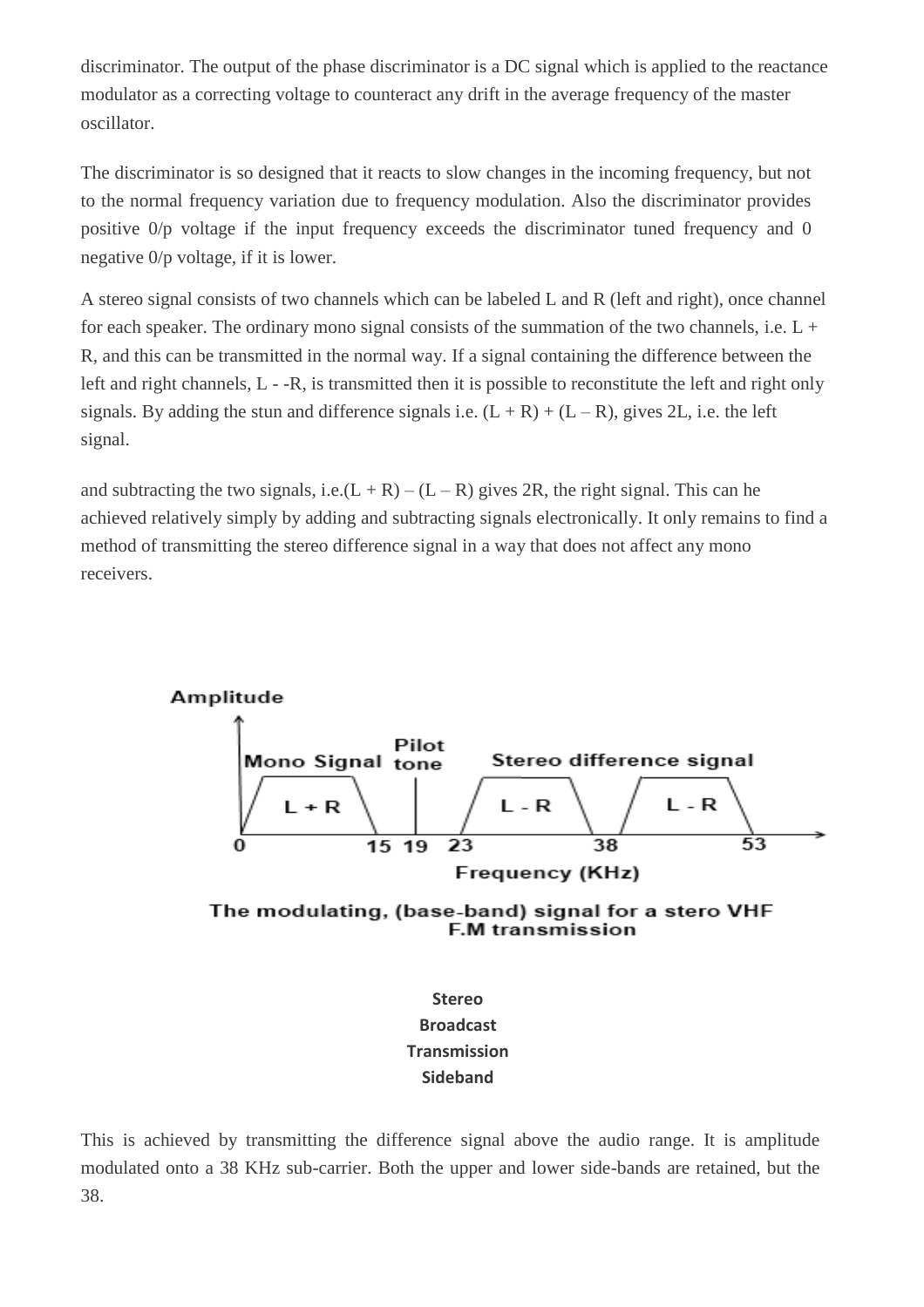discriminator. The output of the phase discriminator is a DC signal which is applied to the reactance modulator as a correcting voltage to counteract any drift in the average frequency of the master oscillator.

The discriminator is so designed that it reacts to slow changes in the incoming frequency, but not to the normal frequency variation due to frequency modulation. Also the discriminator provides positive 0/p voltage if the input frequency exceeds the discriminator tuned frequency and 0 negative 0/p voltage, if it is lower.

A stereo signal consists of two channels which can be labeled L and R (left and right), once channel for each speaker. The ordinary mono signal consists of the summation of the two channels, i.e. L + R, and this can be transmitted in the normal way. If a signal containing the difference between the left and right channels, L - -R, is transmitted then it is possible to reconstitute the left and right only signals. By adding the stun and difference signals i.e. (L + R) + (L – R), gives 2L, i.e. the left signal.

and subtracting the two signals, i.e.(L + R) – (L – R) gives 2R, the right signal. This can he achieved relatively simply by adding and subtracting signals electronically. It only remains to find a method of transmitting the stereo difference signal in a way that does not affect any mono receivers.

Amplitude

Mono Signal | Pilot tone | Stereo difference signal

L + R | L - R | L - R

0 15 19 23 38 53

Frequency (KHz)

The modulating, (base-band) signal for a stero VHF F.M transmission

**Stereo Broadcast Transmission Sideband**

This is achieved by transmitting the difference signal above the audio range. It is amplitude modulated onto a 38 KHz sub-carrier. Both the upper and lower side-bands are retained, but the 38.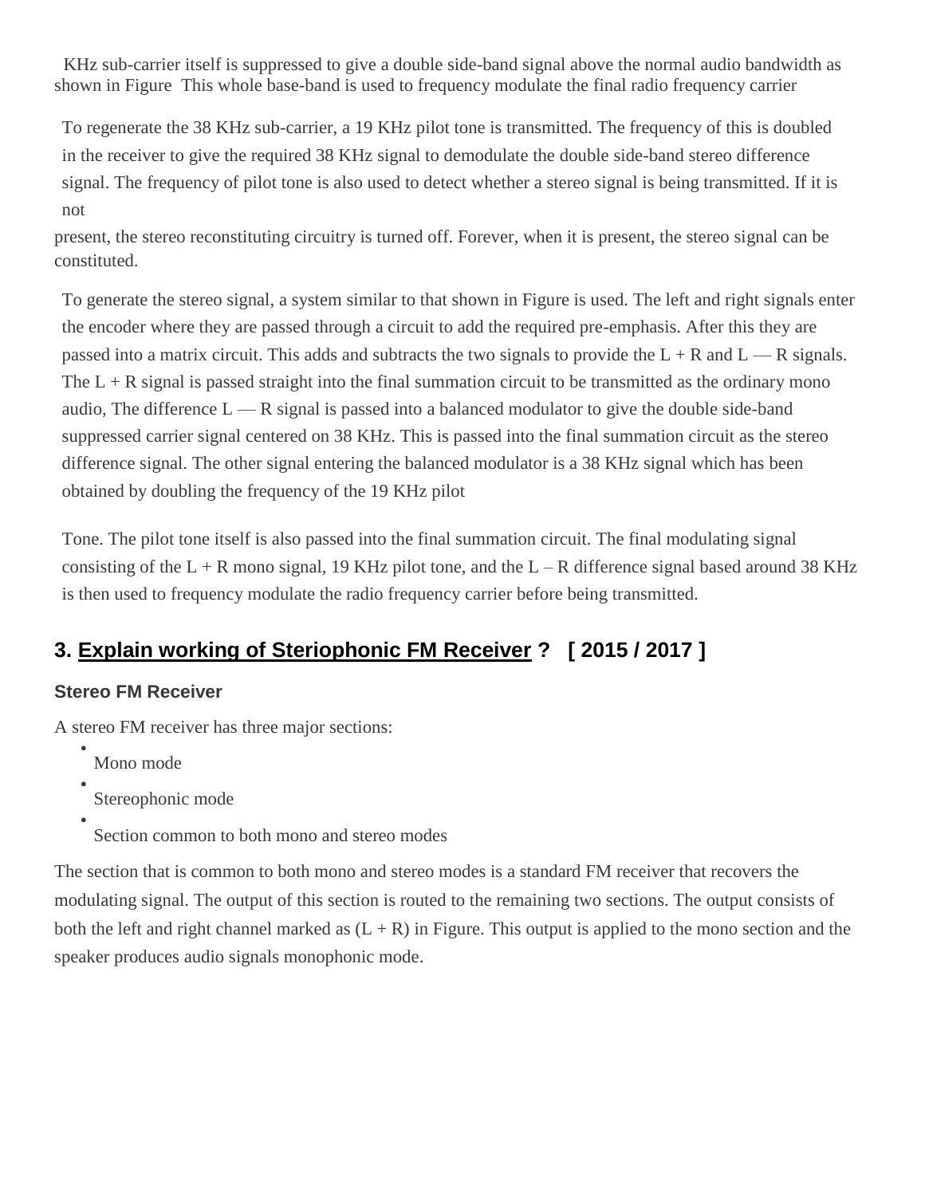KHz sub-carrier itself is suppressed to give a double side-band signal above the normal audio bandwidth as shown in Figure This whole base-band is used to frequency modulate the final radio frequency carrier

To regenerate the 38 KHz sub-carrier, a 19 KHz pilot tone is transmitted. The frequency of this is doubled in the receiver to give the required 38 KHz signal to demodulate the double side-band stereo difference signal. The frequency of pilot tone is also used to detect whether a stereo signal is being transmitted. If it is not

present, the stereo reconstituting circuitry is turned off. Forever, when it is present, the stereo signal can be constituted.

To generate the stereo signal, a system similar to that shown in Figure is used. The left and right signals enter the encoder where they are passed through a circuit to add the required pre-emphasis. After this they are passed into a matrix circuit. This adds and subtracts the two signals to provide the L + R and L — R signals. The L + R signal is passed straight into the final summation circuit to be transmitted as the ordinary mono audio, The difference L — R signal is passed into a balanced modulator to give the double side-band suppressed carrier signal centered on 38 KHz. This is passed into the final summation circuit as the stereo difference signal. The other signal entering the balanced modulator is a 38 KHz signal which has been obtained by doubling the frequency of the 19 KHz pilot

Tone. The pilot tone itself is also passed into the final summation circuit. The final modulating signal consisting of the L + R mono signal, 19 KHz pilot tone, and the L – R difference signal based around 38 KHz is then used to frequency modulate the radio frequency carrier before being transmitted.

## 3. Explain working of Steriophonic FM Receiver ? [ 2015 / 2017 ]

### Stereo FM Receiver

A stereo FM receiver has three major sections:

- Mono mode
- Stereophonic mode
- Section common to both mono and stereo modes

The section that is common to both mono and stereo modes is a standard FM receiver that recovers the modulating signal. The output of this section is routed to the remaining two sections. The output consists of both the left and right channel marked as (L + R) in Figure. This output is applied to the mono section and the speaker produces audio signals monophonic mode.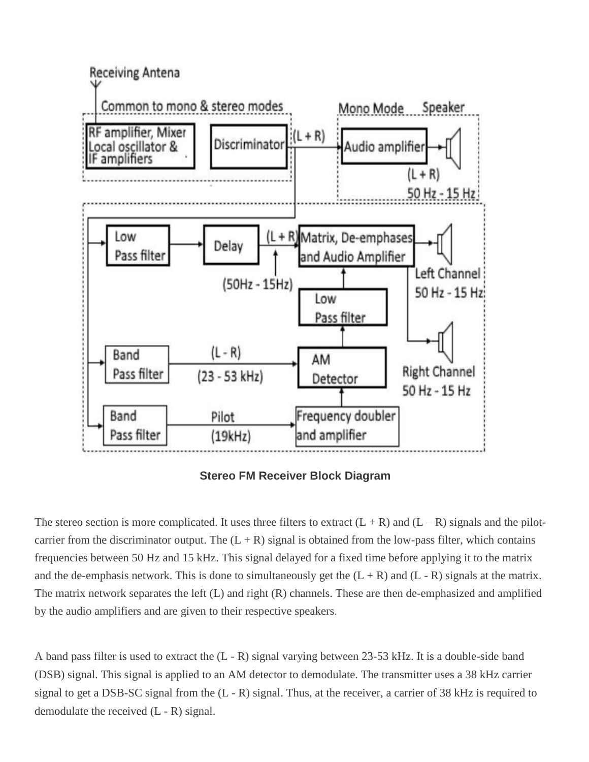**Stereo FM Receiver Block Diagram**

The stereo section is more complicated. It uses three filters to extract (L + R) and (L – R) signals and the pilot-carrier from the discriminator output. The (L + R) signal is obtained from the low-pass filter, which contains frequencies between 50 Hz and 15 kHz. This signal delayed for a fixed time before applying it to the matrix and the de-emphasis network. This is done to simultaneously get the (L + R) and (L - R) signals at the matrix. The matrix network separates the left (L) and right (R) channels. These are then de-emphasized and amplified by the audio amplifiers and are given to their respective speakers.

A band pass filter is used to extract the (L - R) signal varying between 23-53 kHz. It is a double-side band (DSB) signal. This signal is applied to an AM detector to demodulate. The transmitter uses a 38 kHz carrier signal to get a DSB-SC signal from the (L - R) signal. Thus, at the receiver, a carrier of 38 kHz is required to demodulate the received (L - R) signal.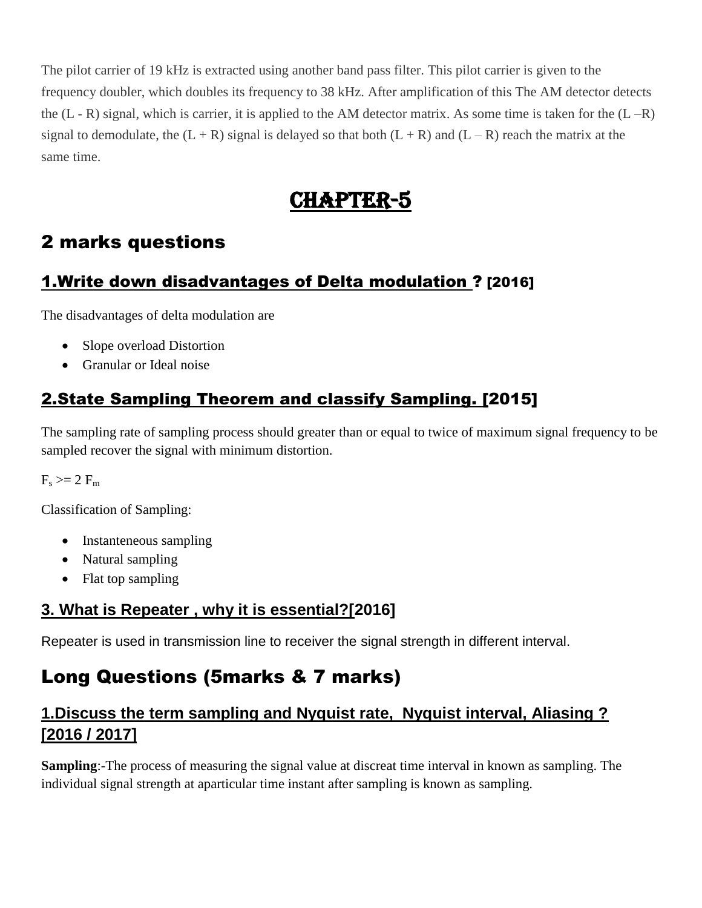The pilot carrier of 19 kHz is extracted using another band pass filter. This pilot carrier is given to the frequency doubler, which doubles its frequency to 38 kHz. After amplification of this The AM detector detects the (L - R) signal, which is carrier, it is applied to the AM detector matrix. As some time is taken for the (L –R) signal to demodulate, the (L + R) signal is delayed so that both (L + R) and (L – R) reach the matrix at the same time.

# CHAPTER-5

## 2 marks questions

### 1.Write down disadvantages of Delta modulation ? [2016]

The disadvantages of delta modulation are

- Slope overload Distortion
- Granular or Ideal noise

### 2.State Sampling Theorem and classify Sampling. [2015]

The sampling rate of sampling process should greater than or equal to twice of maximum signal frequency to be sampled recover the signal with minimum distortion.

$F_s >= 2 F_m$

Classification of Sampling:

- Instanteneous sampling
- Natural sampling
- Flat top sampling

### 3. What is Repeater , why it is essential?[2016]

Repeater is used in transmission line to receiver the signal strength in different interval.

## Long Questions (5marks & 7 marks)

### 1.Discuss the term sampling and Nyquist rate, Nyquist interval, Aliasing ? [2016 / 2017]

**Sampling**:-The process of measuring the signal value at discreat time interval in known as sampling. The individual signal strength at aparticular time instant after sampling is known as sampling.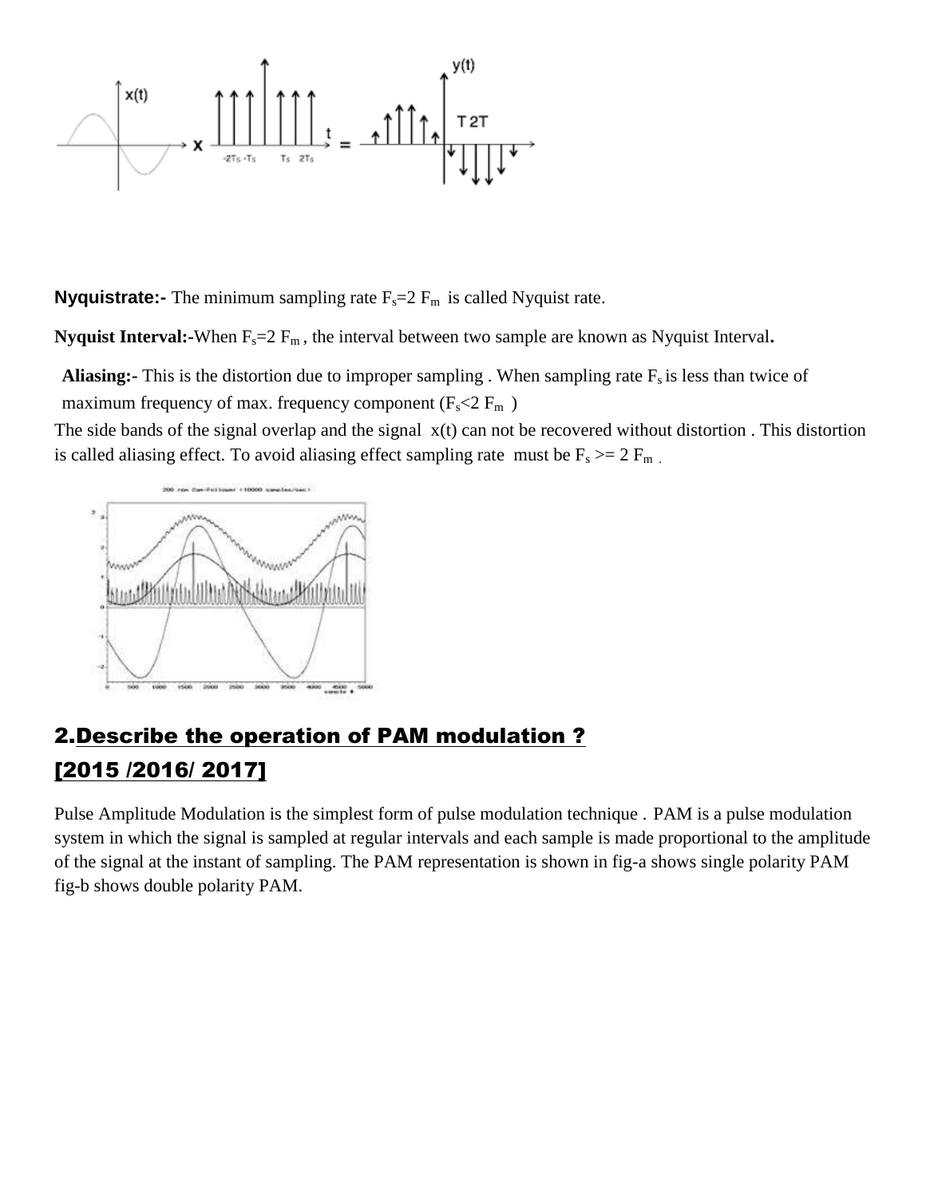**Nyquistrate:-** The minimum sampling rate $F_s=2\ F_m$ is called Nyquist rate.

**Nyquist Interval:-**When $F_s=2\ F_m$ , the interval between two sample are known as Nyquist Interval**.**

**Aliasing:-** This is the distortion due to improper sampling . When sampling rate $F_s$ is less than twice of maximum frequency of max. frequency component ($F_s<2\ F_m$ )
The side bands of the signal overlap and the signal x(t) can not be recovered without distortion . This distortion is called aliasing effect. To avoid aliasing effect sampling rate must be $F_s >= 2\ F_m$ .

## 2.Describe the operation of PAM modulation ? [2015 /2016/ 2017]

Pulse Amplitude Modulation is the simplest form of pulse modulation technique . PAM is a pulse modulation system in which the signal is sampled at regular intervals and each sample is made proportional to the amplitude of the signal at the instant of sampling. The PAM representation is shown in fig-a shows single polarity PAM fig-b shows double polarity PAM.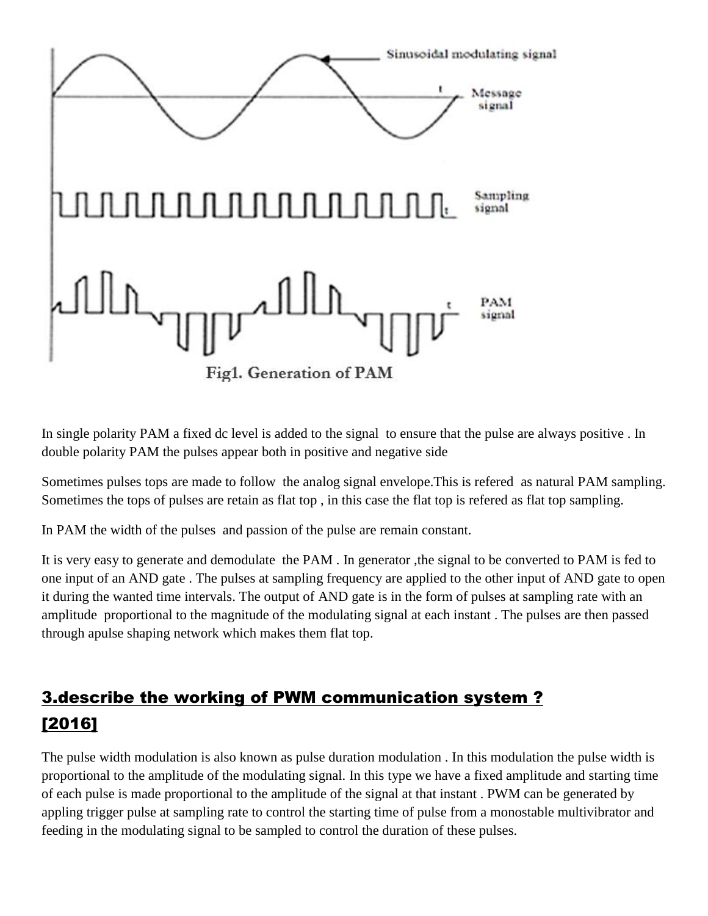Fig1. Generation of PAM

In single polarity PAM a fixed dc level is added to the signal to ensure that the pulse are always positive . In double polarity PAM the pulses appear both in positive and negative side

Sometimes pulses tops are made to follow the analog signal envelope.This is refered as natural PAM sampling. Sometimes the tops of pulses are retain as flat top , in this case the flat top is refered as flat top sampling.

In PAM the width of the pulses and passion of the pulse are remain constant.

It is very easy to generate and demodulate the PAM . In generator ,the signal to be converted to PAM is fed to one input of an AND gate . The pulses at sampling frequency are applied to the other input of AND gate to open it during the wanted time intervals. The output of AND gate is in the form of pulses at sampling rate with an amplitude proportional to the magnitude of the modulating signal at each instant . The pulses are then passed through apulse shaping network which makes them flat top.

## 3.describe the working of PWM communication system ? [2016]

The pulse width modulation is also known as pulse duration modulation . In this modulation the pulse width is proportional to the amplitude of the modulating signal. In this type we have a fixed amplitude and starting time of each pulse is made proportional to the amplitude of the signal at that instant . PWM can be generated by appling trigger pulse at sampling rate to control the starting time of pulse from a monostable multivibrator and feeding in the modulating signal to be sampled to control the duration of these pulses.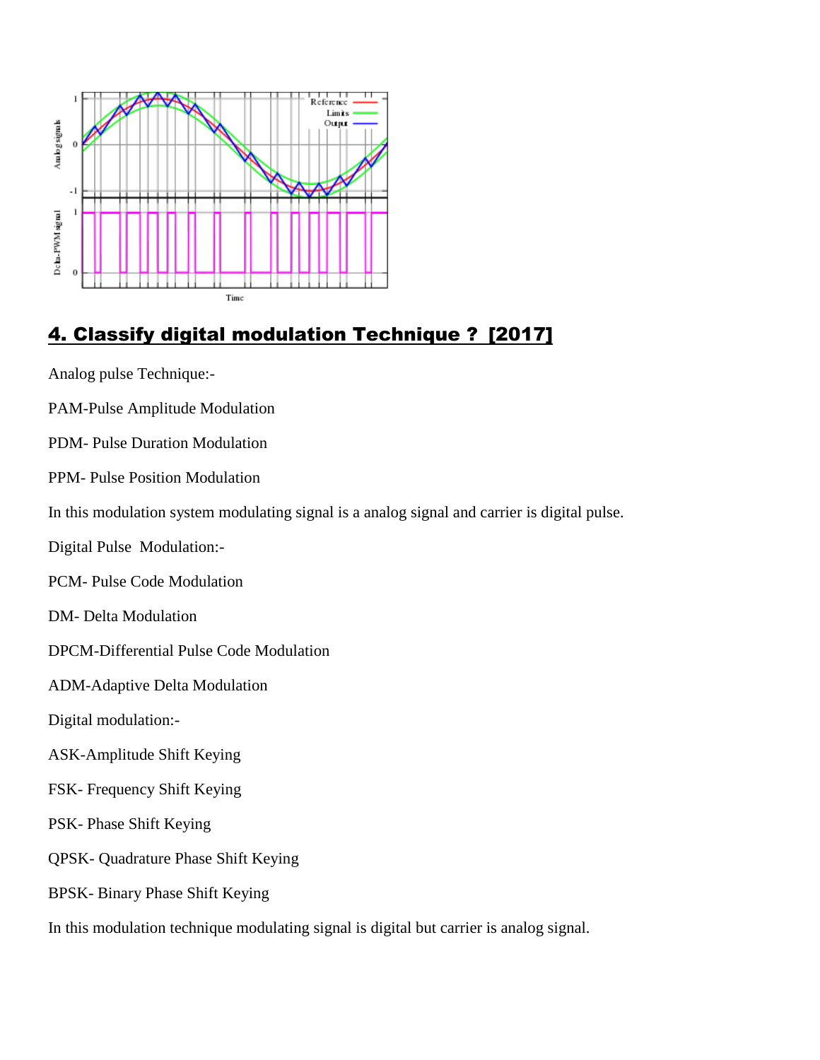## 4. Classify digital modulation Technique ? [2017]

Analog pulse Technique:-

PAM-Pulse Amplitude Modulation

PDM- Pulse Duration Modulation

PPM- Pulse Position Modulation

In this modulation system modulating signal is a analog signal and carrier is digital pulse.

Digital Pulse Modulation:-

PCM- Pulse Code Modulation

DM- Delta Modulation

DPCM-Differential Pulse Code Modulation

ADM-Adaptive Delta Modulation

Digital modulation:-

ASK-Amplitude Shift Keying

FSK- Frequency Shift Keying

PSK- Phase Shift Keying

QPSK- Quadrature Phase Shift Keying

BPSK- Binary Phase Shift Keying

In this modulation technique modulating signal is digital but carrier is analog signal.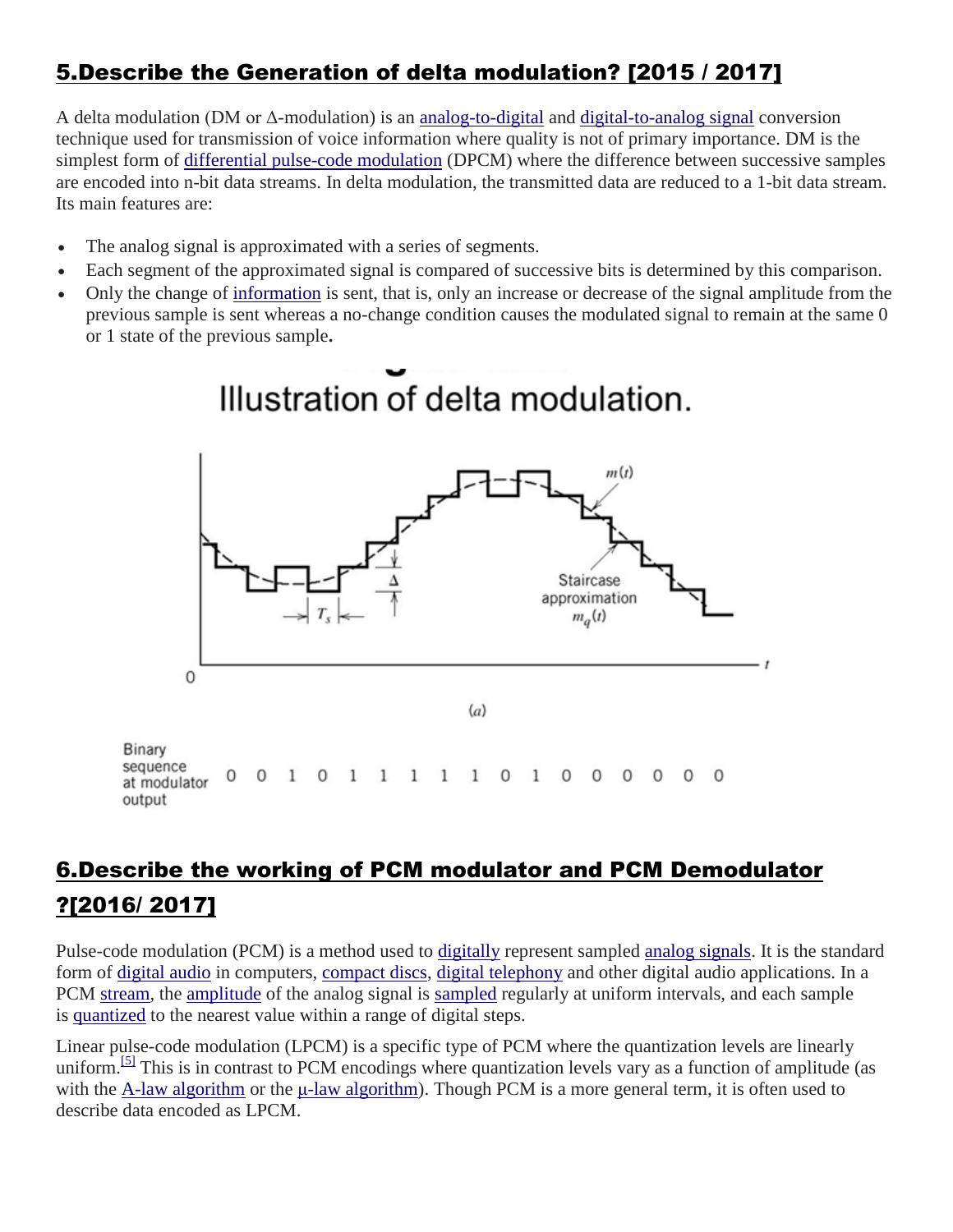## 5.Describe the Generation of delta modulation? [2015 / 2017]

A delta modulation (DM or Δ-modulation) is an analog-to-digital and digital-to-analog signal conversion technique used for transmission of voice information where quality is not of primary importance. DM is the simplest form of differential pulse-code modulation (DPCM) where the difference between successive samples are encoded into n-bit data streams. In delta modulation, the transmitted data are reduced to a 1-bit data stream. Its main features are:

- The analog signal is approximated with a series of segments.
- Each segment of the approximated signal is compared of successive bits is determined by this comparison.
- Only the change of information is sent, that is, only an increase or decrease of the signal amplitude from the previous sample is sent whereas a no-change condition causes the modulated signal to remain at the same 0 or 1 state of the previous sample**.**

Illustration of delta modulation.

$m(t)$

$\Delta$

$T_s$

Staircase approximation $m_q(t)$

0

$t$

$(a)$

Binary sequence at modulator output: 0 0 1 0 1 1 1 1 1 0 1 0 0 0 0 0 0

## 6.Describe the working of PCM modulator and PCM Demodulator ?[2016/ 2017]

Pulse-code modulation (PCM) is a method used to digitally represent sampled analog signals. It is the standard form of digital audio in computers, compact discs, digital telephony and other digital audio applications. In a PCM stream, the amplitude of the analog signal is sampled regularly at uniform intervals, and each sample is quantized to the nearest value within a range of digital steps.

Linear pulse-code modulation (LPCM) is a specific type of PCM where the quantization levels are linearly uniform.[5] This is in contrast to PCM encodings where quantization levels vary as a function of amplitude (as with the A-law algorithm or the μ-law algorithm). Though PCM is a more general term, it is often used to describe data encoded as LPCM.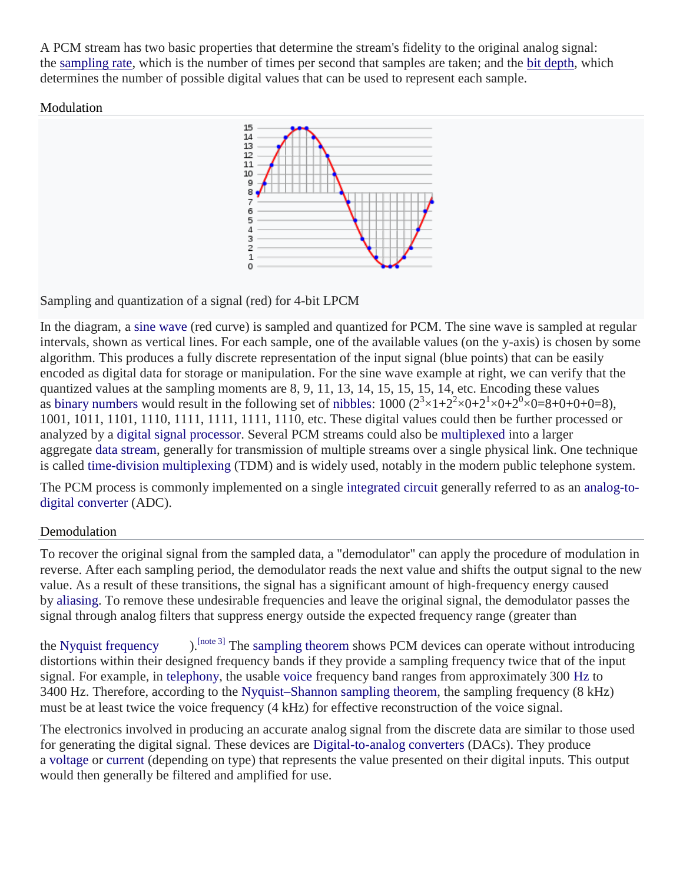A PCM stream has two basic properties that determine the stream's fidelity to the original analog signal: the sampling rate, which is the number of times per second that samples are taken; and the bit depth, which determines the number of possible digital values that can be used to represent each sample.

## Modulation

Sampling and quantization of a signal (red) for 4-bit LPCM

In the diagram, a sine wave (red curve) is sampled and quantized for PCM. The sine wave is sampled at regular intervals, shown as vertical lines. For each sample, one of the available values (on the y-axis) is chosen by some algorithm. This produces a fully discrete representation of the input signal (blue points) that can be easily encoded as digital data for storage or manipulation. For the sine wave example at right, we can verify that the quantized values at the sampling moments are 8, 9, 11, 13, 14, 15, 15, 15, 14, etc. Encoding these values as binary numbers would result in the following set of nibbles: 1000 ($2^3 \times 1 + 2^2 \times 0 + 2^1 \times 0 + 2^0 \times 0 = 8 + 0 + 0 + 0 = 8$), 1001, 1011, 1101, 1110, 1111, 1111, 1111, 1110, etc. These digital values could then be further processed or analyzed by a digital signal processor. Several PCM streams could also be multiplexed into a larger aggregate data stream, generally for transmission of multiple streams over a single physical link. One technique is called time-division multiplexing (TDM) and is widely used, notably in the modern public telephone system.

The PCM process is commonly implemented on a single integrated circuit generally referred to as an analog-to-digital converter (ADC).

## Demodulation

To recover the original signal from the sampled data, a "demodulator" can apply the procedure of modulation in reverse. After each sampling period, the demodulator reads the next value and shifts the output signal to the new value. As a result of these transitions, the signal has a significant amount of high-frequency energy caused by aliasing. To remove these undesirable frequencies and leave the original signal, the demodulator passes the signal through analog filters that suppress energy outside the expected frequency range (greater than the Nyquist frequency ).[note 3] The sampling theorem shows PCM devices can operate without introducing distortions within their designed frequency bands if they provide a sampling frequency twice that of the input signal. For example, in telephony, the usable voice frequency band ranges from approximately 300 Hz to 3400 Hz. Therefore, according to the Nyquist–Shannon sampling theorem, the sampling frequency (8 kHz) must be at least twice the voice frequency (4 kHz) for effective reconstruction of the voice signal.

The electronics involved in producing an accurate analog signal from the discrete data are similar to those used for generating the digital signal. These devices are Digital-to-analog converters (DACs). They produce a voltage or current (depending on type) that represents the value presented on their digital inputs. This output would then generally be filtered and amplified for use.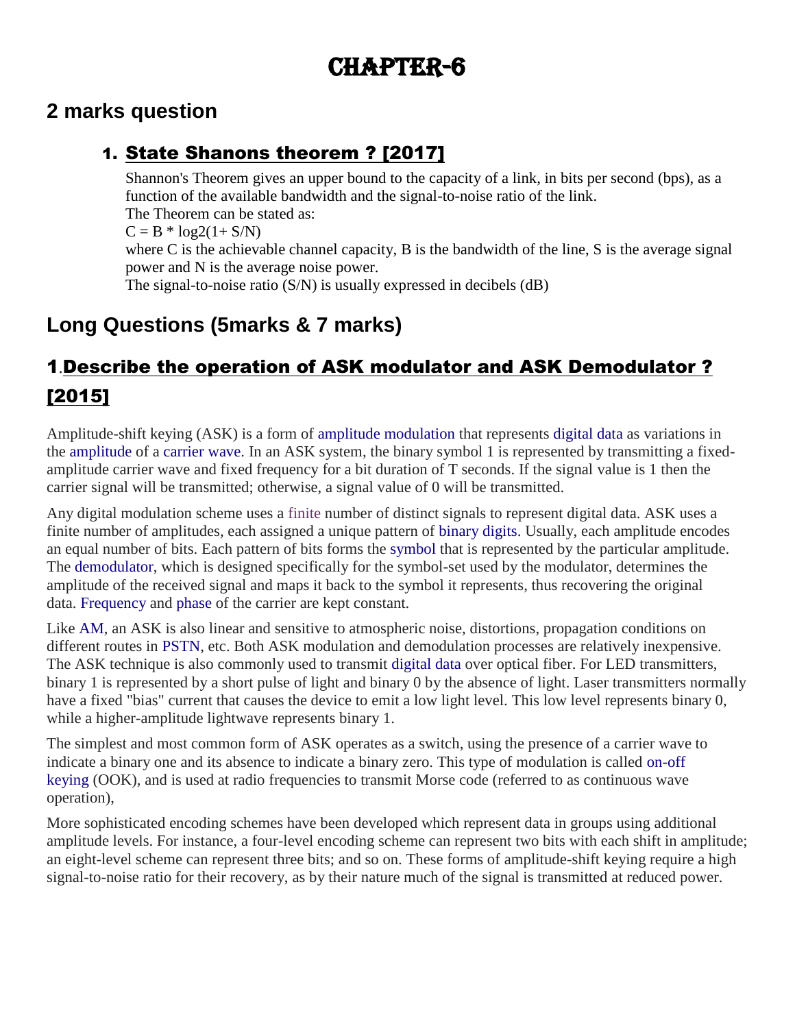# CHAPTER-6

## 2 marks question

### 1. State Shanons theorem ? [2017]

Shannon's Theorem gives an upper bound to the capacity of a link, in bits per second (bps), as a function of the available bandwidth and the signal-to-noise ratio of the link.

The Theorem can be stated as:

$C = B * \log2(1+ S/N)$

where C is the achievable channel capacity, B is the bandwidth of the line, S is the average signal power and N is the average noise power.

The signal-to-noise ratio (S/N) is usually expressed in decibels (dB)

## Long Questions (5marks & 7 marks)

## 1.Describe the operation of ASK modulator and ASK Demodulator ? [2015]

Amplitude-shift keying (ASK) is a form of amplitude modulation that represents digital data as variations in the amplitude of a carrier wave. In an ASK system, the binary symbol 1 is represented by transmitting a fixed-amplitude carrier wave and fixed frequency for a bit duration of T seconds. If the signal value is 1 then the carrier signal will be transmitted; otherwise, a signal value of 0 will be transmitted.

Any digital modulation scheme uses a finite number of distinct signals to represent digital data. ASK uses a finite number of amplitudes, each assigned a unique pattern of binary digits. Usually, each amplitude encodes an equal number of bits. Each pattern of bits forms the symbol that is represented by the particular amplitude. The demodulator, which is designed specifically for the symbol-set used by the modulator, determines the amplitude of the received signal and maps it back to the symbol it represents, thus recovering the original data. Frequency and phase of the carrier are kept constant.

Like AM, an ASK is also linear and sensitive to atmospheric noise, distortions, propagation conditions on different routes in PSTN, etc. Both ASK modulation and demodulation processes are relatively inexpensive. The ASK technique is also commonly used to transmit digital data over optical fiber. For LED transmitters, binary 1 is represented by a short pulse of light and binary 0 by the absence of light. Laser transmitters normally have a fixed "bias" current that causes the device to emit a low light level. This low level represents binary 0, while a higher-amplitude lightwave represents binary 1.

The simplest and most common form of ASK operates as a switch, using the presence of a carrier wave to indicate a binary one and its absence to indicate a binary zero. This type of modulation is called on-off keying (OOK), and is used at radio frequencies to transmit Morse code (referred to as continuous wave operation),

More sophisticated encoding schemes have been developed which represent data in groups using additional amplitude levels. For instance, a four-level encoding scheme can represent two bits with each shift in amplitude; an eight-level scheme can represent three bits; and so on. These forms of amplitude-shift keying require a high signal-to-noise ratio for their recovery, as by their nature much of the signal is transmitted at reduced power.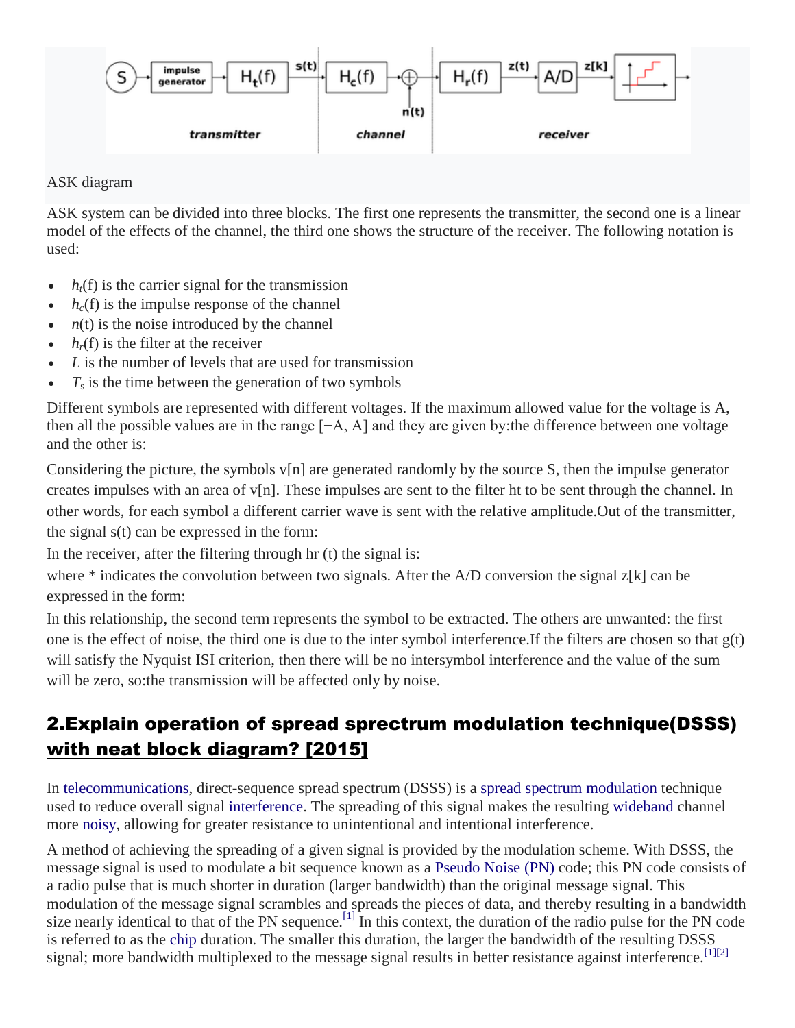ASK diagram

ASK system can be divided into three blocks. The first one represents the transmitter, the second one is a linear model of the effects of the channel, the third one shows the structure of the receiver. The following notation is used:

- $h_t$(f) is the carrier signal for the transmission
- $h_c$(f) is the impulse response of the channel
- $n$(t) is the noise introduced by the channel
- $h_r$(f) is the filter at the receiver
- $L$ is the number of levels that are used for transmission
- $T_s$ is the time between the generation of two symbols

Different symbols are represented with different voltages. If the maximum allowed value for the voltage is A, then all the possible values are in the range [−A, A] and they are given by:the difference between one voltage and the other is:

Considering the picture, the symbols v[n] are generated randomly by the source S, then the impulse generator creates impulses with an area of v[n]. These impulses are sent to the filter ht to be sent through the channel. In other words, for each symbol a different carrier wave is sent with the relative amplitude.Out of the transmitter, the signal s(t) can be expressed in the form:

In the receiver, after the filtering through hr (t) the signal is:

where * indicates the convolution between two signals. After the A/D conversion the signal z[k] can be expressed in the form:

In this relationship, the second term represents the symbol to be extracted. The others are unwanted: the first one is the effect of noise, the third one is due to the inter symbol interference.If the filters are chosen so that g(t) will satisfy the Nyquist ISI criterion, then there will be no intersymbol interference and the value of the sum will be zero, so:the transmission will be affected only by noise.

## 2.Explain operation of spread sprectrum modulation technique(DSSS) with neat block diagram? [2015]

In telecommunications, direct-sequence spread spectrum (DSSS) is a spread spectrum modulation technique used to reduce overall signal interference. The spreading of this signal makes the resulting wideband channel more noisy, allowing for greater resistance to unintentional and intentional interference.

A method of achieving the spreading of a given signal is provided by the modulation scheme. With DSSS, the message signal is used to modulate a bit sequence known as a Pseudo Noise (PN) code; this PN code consists of a radio pulse that is much shorter in duration (larger bandwidth) than the original message signal. This modulation of the message signal scrambles and spreads the pieces of data, and thereby resulting in a bandwidth size nearly identical to that of the PN sequence.[1] In this context, the duration of the radio pulse for the PN code is referred to as the chip duration. The smaller this duration, the larger the bandwidth of the resulting DSSS signal; more bandwidth multiplexed to the message signal results in better resistance against interference.[1][2]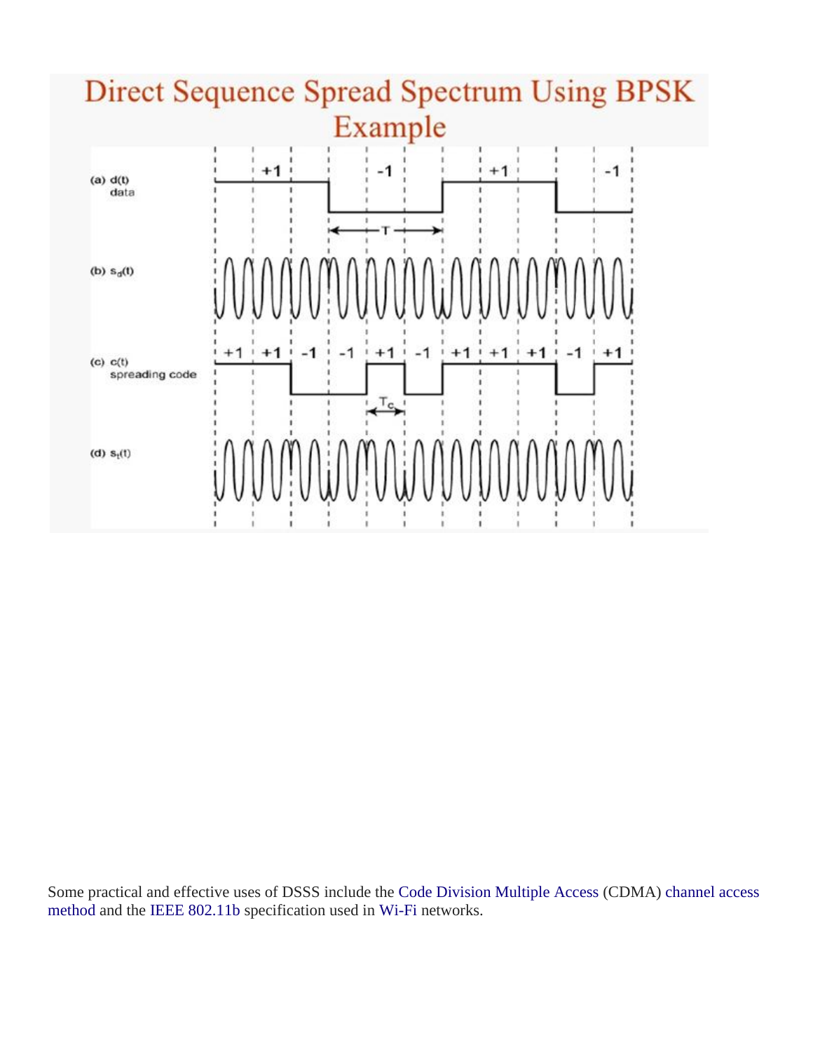# Direct Sequence Spread Spectrum Using BPSK Example

(a) d(t) data

+1 -1 +1 -1

T

(b) $s_d(t)$

(c) c(t) spreading code

+1 +1 -1 -1 +1 -1 +1 +1 +1 -1 +1

$T_c$

(d) $s_t(t)$

Some practical and effective uses of DSSS include the Code Division Multiple Access (CDMA) channel access method and the IEEE 802.11b specification used in Wi-Fi networks.